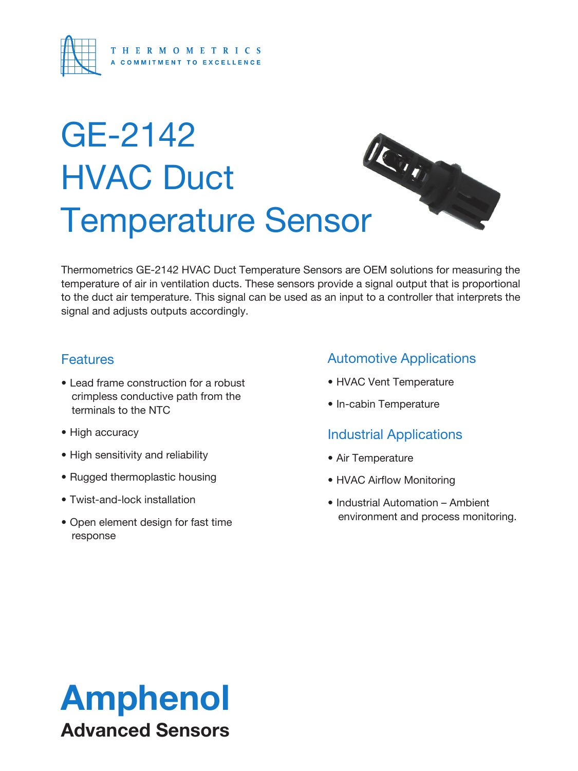THERMOMETRICS
A COMMITMENT TO EXCELLENCE

# GE-2142 HVAC Duct Temperature Sensor

Thermometrics GE-2142 HVAC Duct Temperature Sensors are OEM solutions for measuring the temperature of air in ventilation ducts. These sensors provide a signal output that is proportional to the duct air temperature. This signal can be used as an input to a controller that interprets the signal and adjusts outputs accordingly.

## Features

- Lead frame construction for a robust crimpless conductive path from the terminals to the NTC
- High accuracy
- High sensitivity and reliability
- Rugged thermoplastic housing
- Twist-and-lock installation
- Open element design for fast time response

## Automotive Applications

- HVAC Vent Temperature
- In-cabin Temperature

## Industrial Applications

- Air Temperature
- HVAC Airflow Monitoring
- Industrial Automation – Ambient environment and process monitoring.

**Amphenol**
**Advanced Sensors**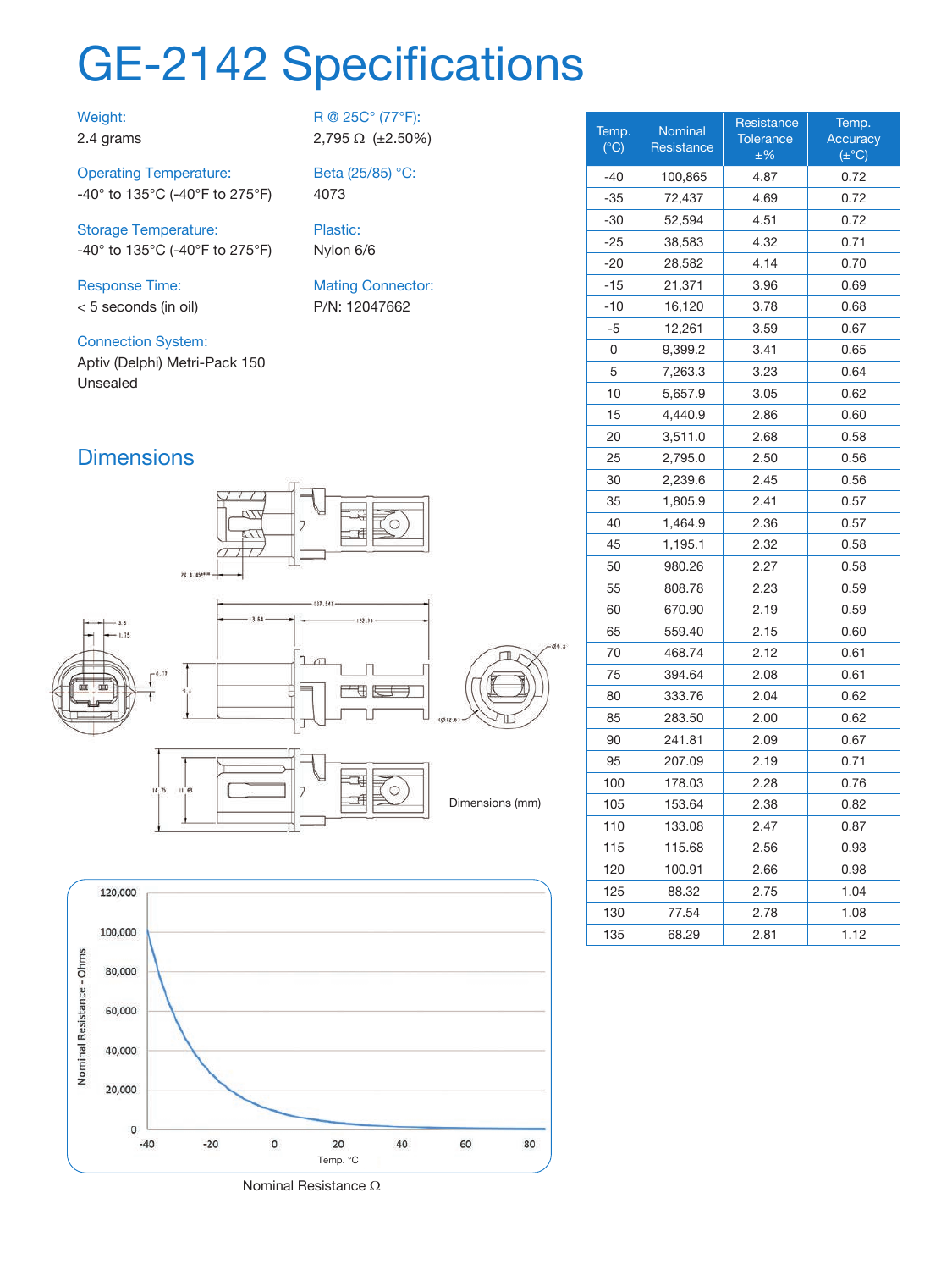# GE-2142 Specifications

**Weight:**
2.4 grams

**Operating Temperature:**
-40° to 135°C (-40°F to 275°F)

**Storage Temperature:**
-40° to 135°C (-40°F to 275°F)

**Response Time:**
< 5 seconds (in oil)

**Connection System:**
Aptiv (Delphi) Metri-Pack 150
Unsealed

**R @ 25C° (77°F):**
2,795 Ω (±2.50%)

**Beta (25/85) °C:**
4073

**Plastic:**
Nylon 6/6

**Mating Connector:**
P/N: 12047662

## Dimensions

Dimensions (mm)

Nominal Resistance Ω

| Temp. (°C) | Nominal Resistance | Resistance Tolerance ±% | Temp. Accuracy (±°C) |
|---|---|---|---|
| -40 | 100,865 | 4.87 | 0.72 |
| -35 | 72,437 | 4.69 | 0.72 |
| -30 | 52,594 | 4.51 | 0.72 |
| -25 | 38,583 | 4.32 | 0.71 |
| -20 | 28,582 | 4.14 | 0.70 |
| -15 | 21,371 | 3.96 | 0.69 |
| -10 | 16,120 | 3.78 | 0.68 |
| -5 | 12,261 | 3.59 | 0.67 |
| 0 | 9,399.2 | 3.41 | 0.65 |
| 5 | 7,263.3 | 3.23 | 0.64 |
| 10 | 5,657.9 | 3.05 | 0.62 |
| 15 | 4,440.9 | 2.86 | 0.60 |
| 20 | 3,511.0 | 2.68 | 0.58 |
| 25 | 2,795.0 | 2.50 | 0.56 |
| 30 | 2,239.6 | 2.45 | 0.56 |
| 35 | 1,805.9 | 2.41 | 0.57 |
| 40 | 1,464.9 | 2.36 | 0.57 |
| 45 | 1,195.1 | 2.32 | 0.58 |
| 50 | 980.26 | 2.27 | 0.58 |
| 55 | 808.78 | 2.23 | 0.59 |
| 60 | 670.90 | 2.19 | 0.59 |
| 65 | 559.40 | 2.15 | 0.60 |
| 70 | 468.74 | 2.12 | 0.61 |
| 75 | 394.64 | 2.08 | 0.61 |
| 80 | 333.76 | 2.04 | 0.62 |
| 85 | 283.50 | 2.00 | 0.62 |
| 90 | 241.81 | 2.09 | 0.67 |
| 95 | 207.09 | 2.19 | 0.71 |
| 100 | 178.03 | 2.28 | 0.76 |
| 105 | 153.64 | 2.38 | 0.82 |
| 110 | 133.08 | 2.47 | 0.87 |
| 115 | 115.68 | 2.56 | 0.93 |
| 120 | 100.91 | 2.66 | 0.98 |
| 125 | 88.32 | 2.75 | 1.04 |
| 130 | 77.54 | 2.78 | 1.08 |
| 135 | 68.29 | 2.81 | 1.12 |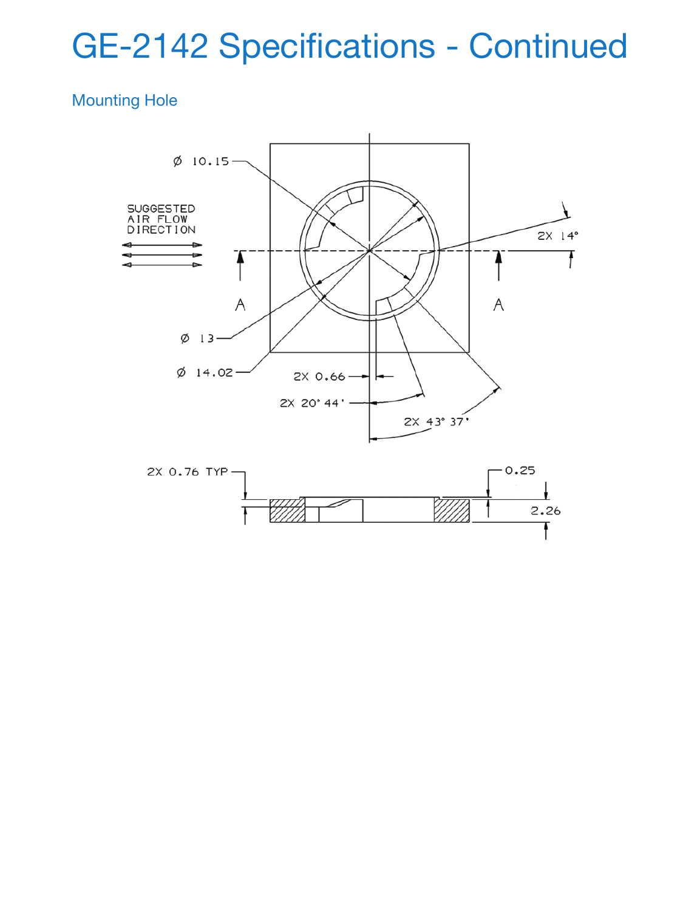# GE-2142 Specifications - Continued

## Mounting Hole

SUGGESTED AIR FLOW DIRECTION

Ø 10.15

Ø 13

Ø 14.02

2X 14°

A

A

2X 0.66

2X 20° 44'

2X 43° 37'

2X 0.76 TYP

0.25

2.26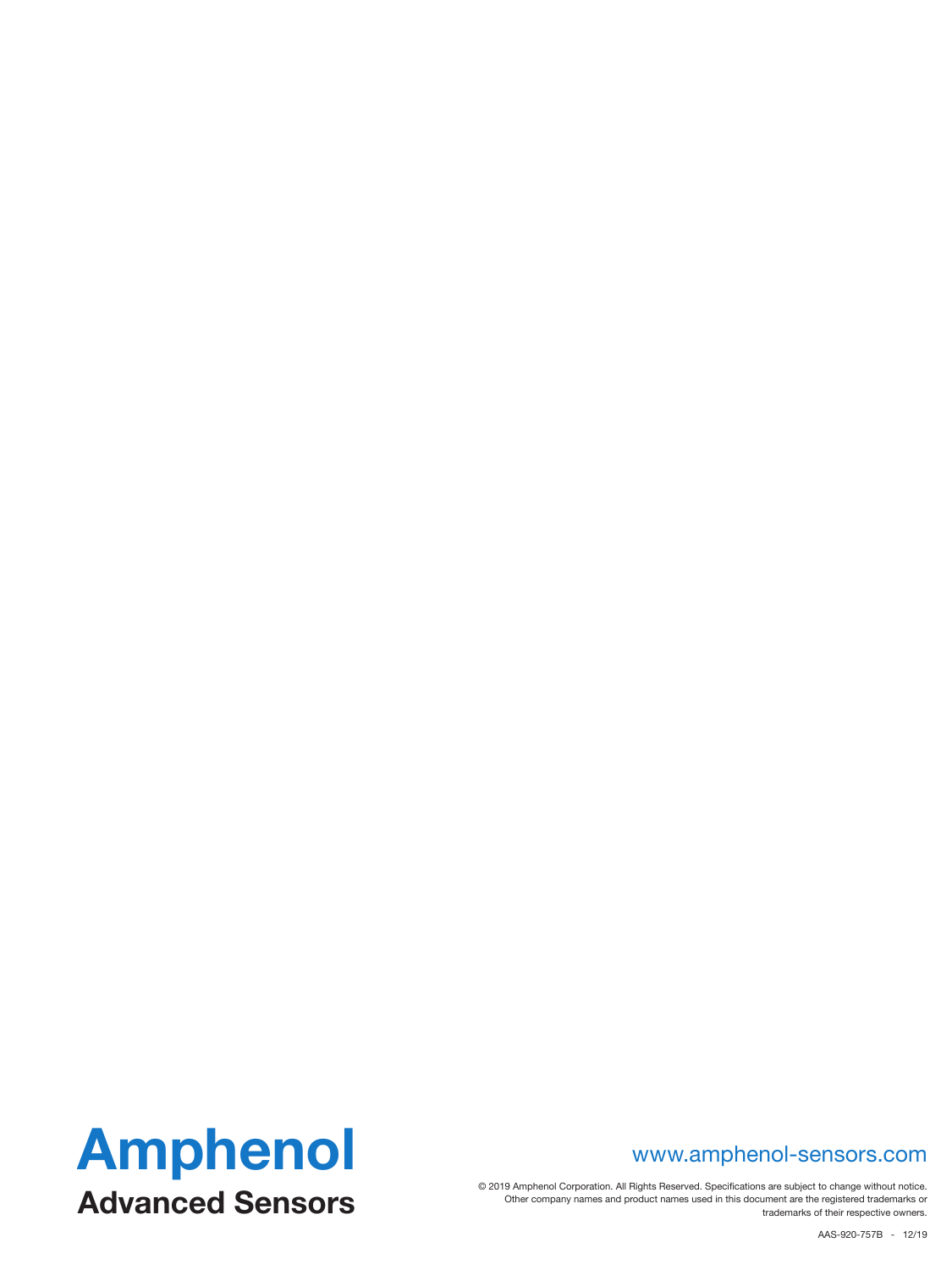**Amphenol**
**Advanced Sensors**

www.amphenol-sensors.com

© 2019 Amphenol Corporation. All Rights Reserved. Specifications are subject to change without notice. Other company names and product names used in this document are the registered trademarks or trademarks of their respective owners.

AAS-920-757B - 12/19